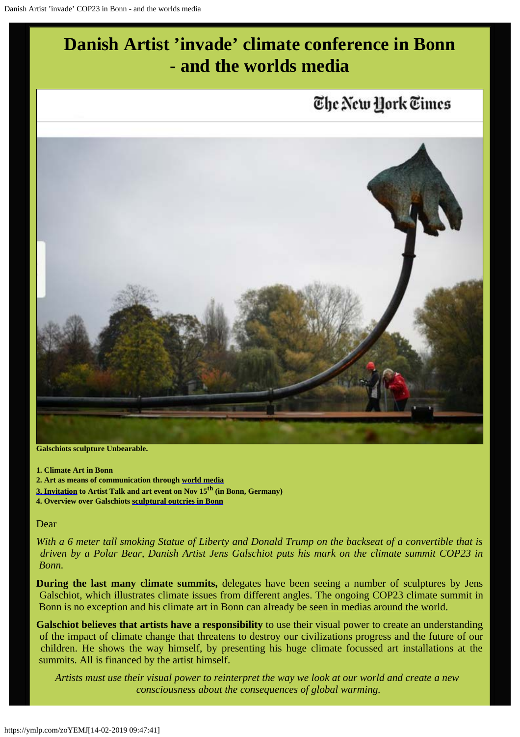# Danish Artist ’invade’ climate conference in Bonn - and the worlds media

Galschiots sculpture Unbearable.

**1. Climate Art in Bonn**
**2. Art as means of communication through world media**
**3. Invitation to Artist Talk and art event on Nov 15th (in Bonn, Germany)**
**4. Overview over Galschiots sculptural outcries in Bonn**

Dear

*With a 6 meter tall smoking Statue of Liberty and Donald Trump on the backseat of a convertible that is driven by a Polar Bear, Danish Artist Jens Galschiot puts his mark on the climate summit COP23 in Bonn.*

**During the last many climate summits,** delegates have been seeing a number of sculptures by Jens Galschiot, which illustrates climate issues from different angles. The ongoing COP23 climate summit in Bonn is no exception and his climate art in Bonn can already be seen in medias around the world.

**Galschiot believes that artists have a responsibility** to use their visual power to create an understanding of the impact of climate change that threatens to destroy our civilizations progress and the future of our children. He shows the way himself, by presenting his huge climate focussed art installations at the summits. All is financed by the artist himself.

*Artists must use their visual power to reinterpret the way we look at our world and create a new consciousness about the consequences of global warming.*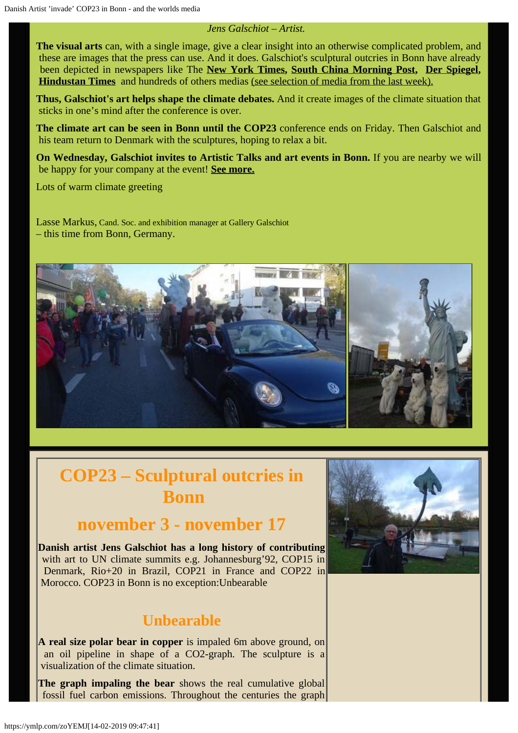*Jens Galschiot – Artist.*

**The visual arts** can, with a single image, give a clear insight into an otherwise complicated problem, and these are images that the press can use. And it does. Galschiot's sculptural outcries in Bonn have already been depicted in newspapers like The **New York Times**, **South China Morning Post**, **Der Spiegel**, **Hindustan Times** and hundreds of others medias (see selection of media from the last week).

**Thus, Galschiot's art helps shape the climate debates.** And it create images of the climate situation that sticks in one's mind after the conference is over.

**The climate art can be seen in Bonn until the COP23** conference ends on Friday. Then Galschiot and his team return to Denmark with the sculptures, hoping to relax a bit.

**On Wednesday, Galschiot invites to Artistic Talks and art events in Bonn.** If you are nearby we will be happy for your company at the event! **See more.**

Lots of warm climate greeting

Lasse Markus, Cand. Soc. and exhibition manager at Gallery Galschiot
– this time from Bonn, Germany.

# COP23 – Sculptural outcries in Bonn

# november 3 - november 17

**Danish artist Jens Galschiot has a long history of contributing** with art to UN climate summits e.g. Johannesburg'92, COP15 in Denmark, Rio+20 in Brazil, COP21 in France and COP22 in Morocco. COP23 in Bonn is no exception:Unbearable

## Unbearable

**A real size polar bear in copper** is impaled 6m above ground, on an oil pipeline in shape of a CO2-graph. The sculpture is a visualization of the climate situation.

**The graph impaling the bear** shows the real cumulative global fossil fuel carbon emissions. Throughout the centuries the graph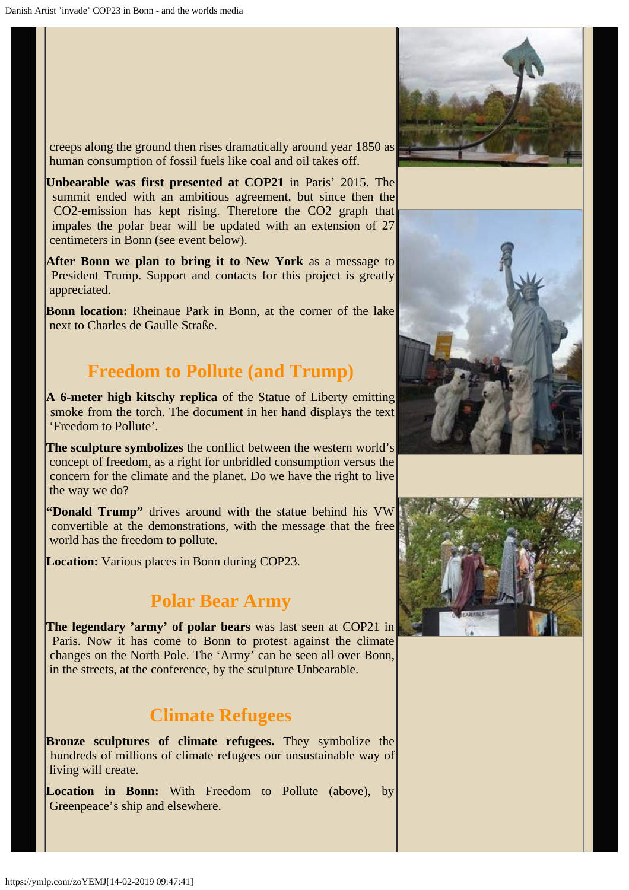creeps along the ground then rises dramatically around year 1850 as human consumption of fossil fuels like coal and oil takes off.

**Unbearable was first presented at COP21** in Paris' 2015. The summit ended with an ambitious agreement, but since then the CO2-emission has kept rising. Therefore the CO2 graph that impales the polar bear will be updated with an extension of 27 centimeters in Bonn (see event below).

**After Bonn we plan to bring it to New York** as a message to President Trump. Support and contacts for this project is greatly appreciated.

**Bonn location:** Rheinaue Park in Bonn, at the corner of the lake next to Charles de Gaulle Straße.

## Freedom to Pollute (and Trump)

**A 6-meter high kitschy replica** of the Statue of Liberty emitting smoke from the torch. The document in her hand displays the text 'Freedom to Pollute'.

**The sculpture symbolizes** the conflict between the western world's concept of freedom, as a right for unbridled consumption versus the concern for the climate and the planet. Do we have the right to live the way we do?

**"Donald Trump"** drives around with the statue behind his VW convertible at the demonstrations, with the message that the free world has the freedom to pollute.

**Location:** Various places in Bonn during COP23.

## Polar Bear Army

**The legendary 'army' of polar bears** was last seen at COP21 in Paris. Now it has come to Bonn to protest against the climate changes on the North Pole. The 'Army' can be seen all over Bonn, in the streets, at the conference, by the sculpture Unbearable.

## Climate Refugees

**Bronze sculptures of climate refugees.** They symbolize the hundreds of millions of climate refugees our unsustainable way of living will create.

**Location in Bonn:** With Freedom to Pollute (above), by Greenpeace's ship and elsewhere.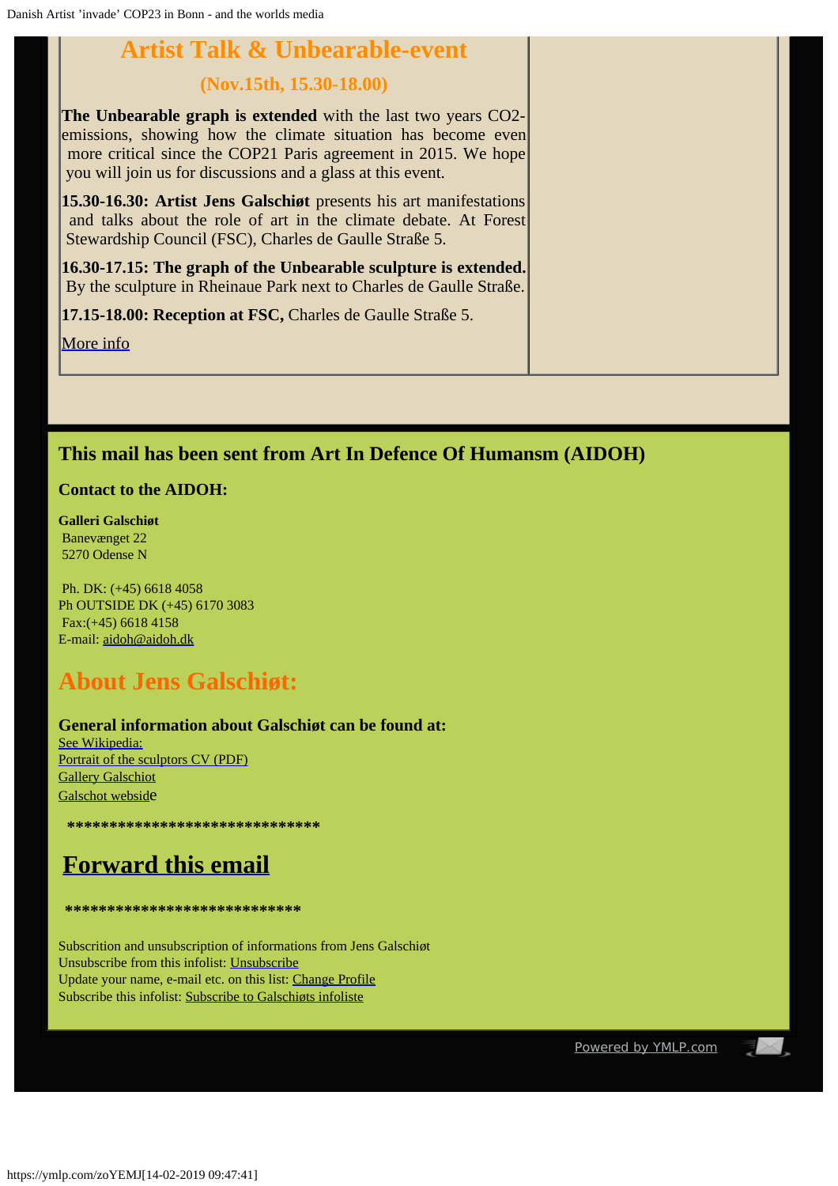## Artist Talk & Unbearable-event

### (Nov.15th, 15.30-18.00)

**The Unbearable graph is extended** with the last two years CO2-emissions, showing how the climate situation has become even more critical since the COP21 Paris agreement in 2015. We hope you will join us for discussions and a glass at this event.

**15.30-16.30: Artist Jens Galschiøt** presents his art manifestations and talks about the role of art in the climate debate. At Forest Stewardship Council (FSC), Charles de Gaulle Straße 5.

**16.30-17.15: The graph of the Unbearable sculpture is extended.** By the sculpture in Rheinaue Park next to Charles de Gaulle Straße.

**17.15-18.00: Reception at FSC,** Charles de Gaulle Straße 5.

More info

### This mail has been sent from Art In Defence Of Humansm (AIDOH)

**Contact to the AIDOH:**

**Galleri Galschiøt**
Banevænget 22
5270 Odense N

Ph. DK: (+45) 6618 4058
Ph OUTSIDE DK (+45) 6170 3083
Fax:(+45) 6618 4158
E-mail: aidoh@aidoh.dk

## About Jens Galschiøt:

**General information about Galschiøt can be found at:**
See Wikipedia:
Portrait of the sculptors CV (PDF)
Gallery Galschiot
Galschot webside

*******************************

## Forward this email

****************************

Subscrition and unsubscription of informations from Jens Galschiøt
Unsubscribe from this infolist: Unsubscribe
Update your name, e-mail etc. on this list: Change Profile
Subscribe this infolist: Subscribe to Galschiøts infoliste

Powered by YMLP.com